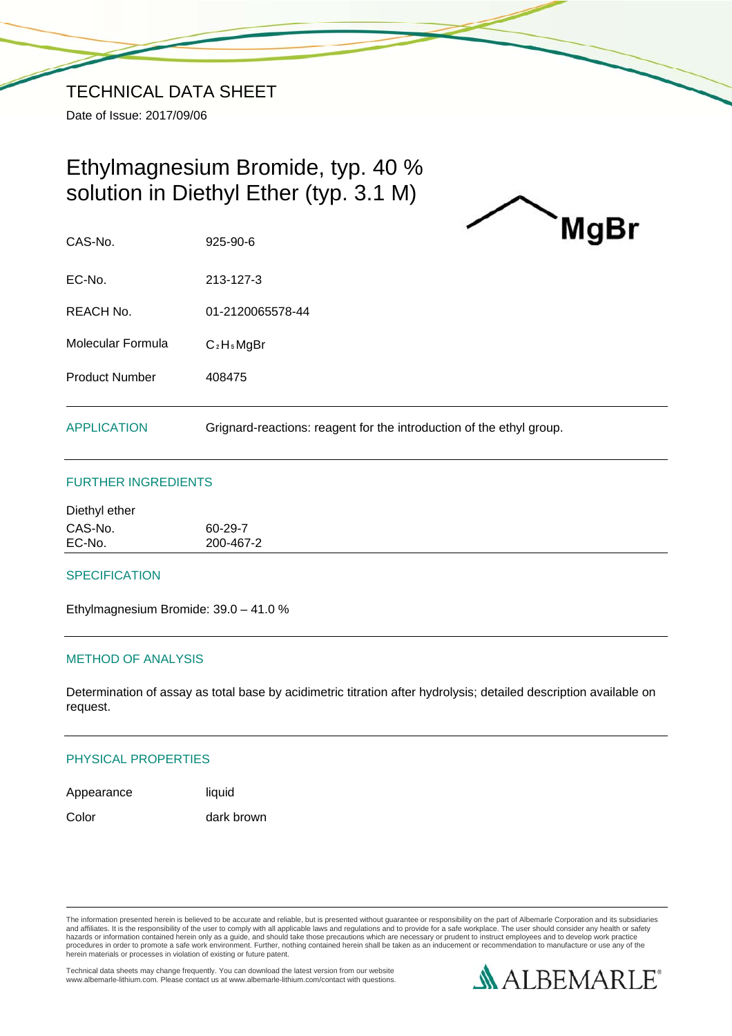# TECHNICAL DATA SHEET

Date of Issue: 2017/09/06

## Ethylmagnesium Bromide, typ. 40 % solution in Diethyl Ether (typ. 3.1 M)

MgBr

| | |
|---|---|
| CAS-No. | 925-90-6 |
| EC-No. | 213-127-3 |
| REACH No. | 01-2120065578-44 |
| Molecular Formula | $C_2H_5MgBr$ |
| Product Number | 408475 |

### APPLICATION

Grignard-reactions: reagent for the introduction of the ethyl group.

### FURTHER INGREDIENTS

Diethyl ether

| | |
|---|---|
| CAS-No. | 60-29-7 |
| EC-No. | 200-467-2 |

### SPECIFICATION

Ethylmagnesium Bromide: 39.0 – 41.0 %

### METHOD OF ANALYSIS

Determination of assay as total base by acidimetric titration after hydrolysis; detailed description available on request.

### PHYSICAL PROPERTIES

| | |
|---|---|
| Appearance | liquid |
| Color | dark brown |

The information presented herein is believed to be accurate and reliable, but is presented without guarantee or responsibility on the part of Albemarle Corporation and its subsidiaries and affiliates. It is the responsibility of the user to comply with all applicable laws and regulations and to provide for a safe workplace. The user should consider any health or safety hazards or information contained herein only as a guide, and should take those precautions which are necessary or prudent to instruct employees and to develop work practice procedures in order to promote a safe work environment. Further, nothing contained herein shall be taken as an inducement or recommendation to manufacture or use any of the herein materials or processes in violation of existing or future patent.

Technical data sheets may change frequently. You can download the latest version from our website www.albemarle-lithium.com. Please contact us at www.albemarle-lithium.com/contact with questions.

ALBEMARLE®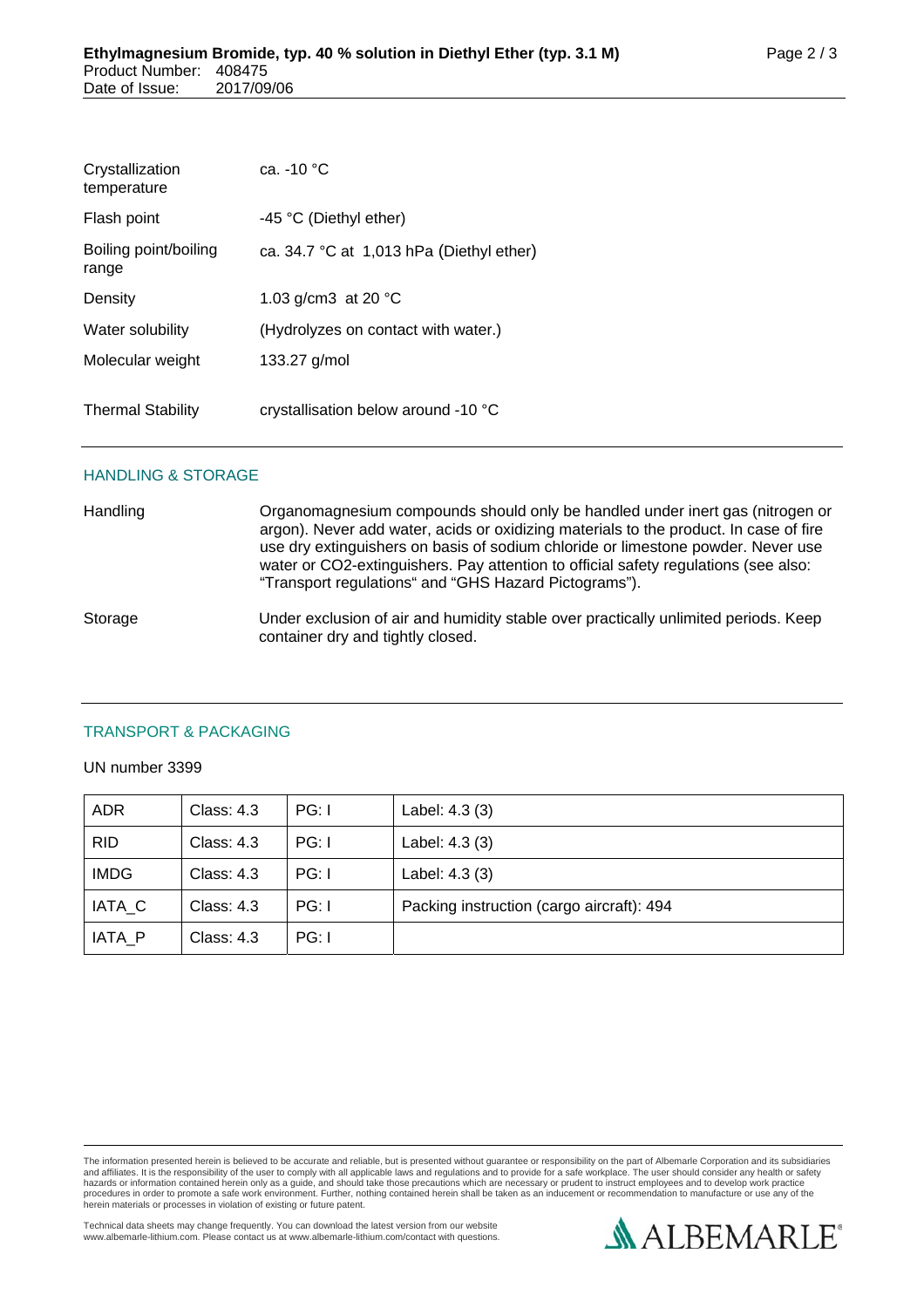| Property | Value |
|---|---|
| Crystallization temperature | ca. -10 °C |
| Flash point | -45 °C (Diethyl ether) |
| Boiling point/boiling range | ca. 34.7 °C at 1,013 hPa (Diethyl ether) |
| Density | 1.03 g/cm3 at 20 °C |
| Water solubility | (Hydrolyzes on contact with water.) |
| Molecular weight | 133.27 g/mol |
| Thermal Stability | crystallisation below around -10 °C |

## HANDLING & STORAGE

| | |
|---|---|
| Handling | Organomagnesium compounds should only be handled under inert gas (nitrogen or argon). Never add water, acids or oxidizing materials to the product. In case of fire use dry extinguishers on basis of sodium chloride or limestone powder. Never use water or CO2-extinguishers. Pay attention to official safety regulations (see also: "Transport regulations" and "GHS Hazard Pictograms"). |
| Storage | Under exclusion of air and humidity stable over practically unlimited periods. Keep container dry and tightly closed. |

## TRANSPORT & PACKAGING

UN number 3399

| | | | |
|---|---|---|---|
| ADR | Class: 4.3 | PG: I | Label: 4.3 (3) |
| RID | Class: 4.3 | PG: I | Label: 4.3 (3) |
| IMDG | Class: 4.3 | PG: I | Label: 4.3 (3) |
| IATA_C | Class: 4.3 | PG: I | Packing instruction (cargo aircraft): 494 |
| IATA_P | Class: 4.3 | PG: I | |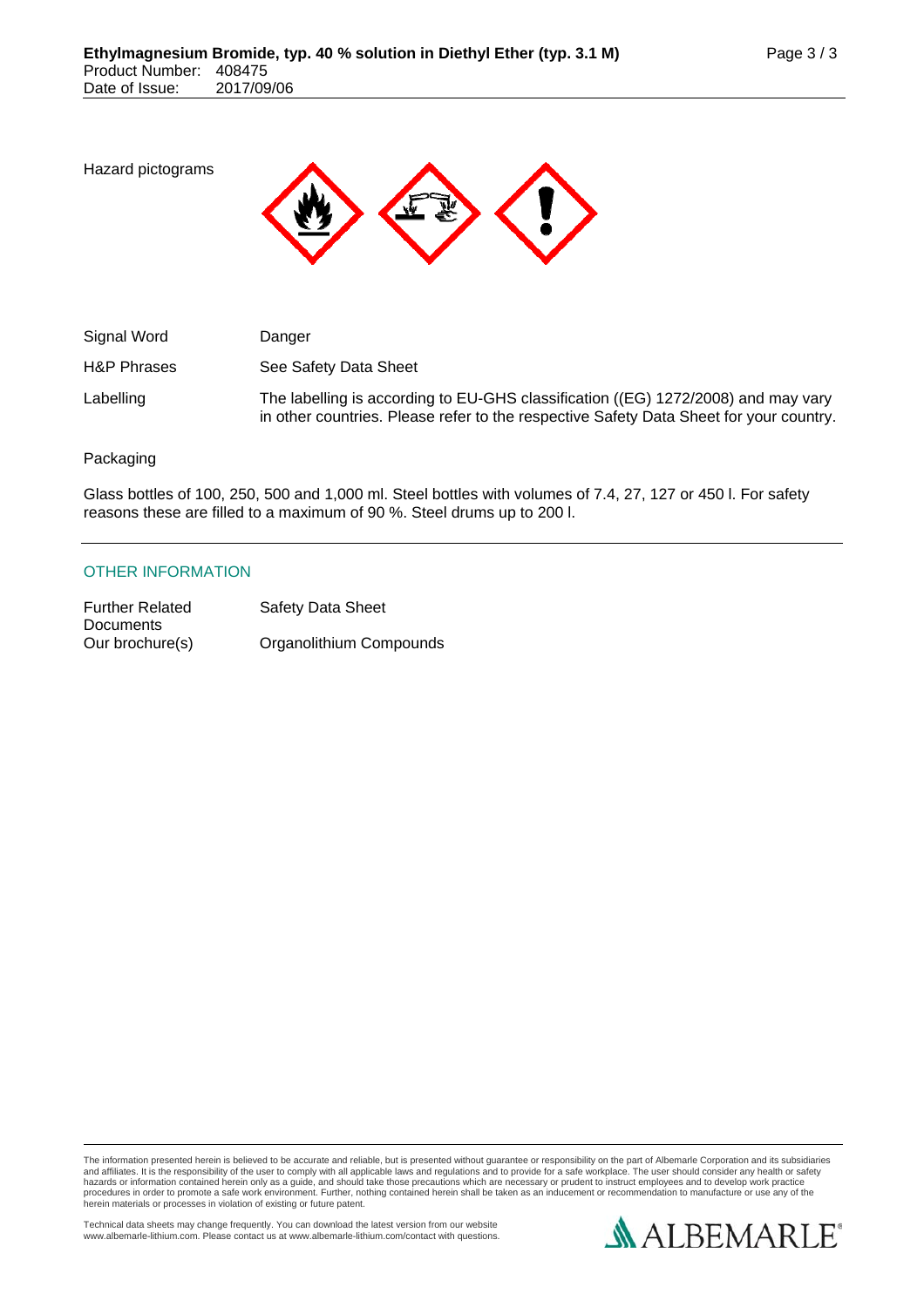Hazard pictograms

| | |
|---|---|
| Signal Word | Danger |
| H&P Phrases | See Safety Data Sheet |
| Labelling | The labelling is according to EU-GHS classification ((EG) 1272/2008) and may vary in other countries. Please refer to the respective Safety Data Sheet for your country. |

Packaging

Glass bottles of 100, 250, 500 and 1,000 ml. Steel bottles with volumes of 7.4, 27, 127 or 450 l. For safety reasons these are filled to a maximum of 90 %. Steel drums up to 200 l.

## OTHER INFORMATION

| | |
|---|---|
| Further Related Documents | Safety Data Sheet |
| Our brochure(s) | Organolithium Compounds |

The information presented herein is believed to be accurate and reliable, but is presented without guarantee or responsibility on the part of Albemarle Corporation and its subsidiaries and affiliates. It is the responsibility of the user to comply with all applicable laws and regulations and to provide for a safe workplace. The user should consider any health or safety hazards or information contained herein only as a guide, and should take those precautions which are necessary or prudent to instruct employees and to develop work practice procedures in order to promote a safe work environment. Further, nothing contained herein shall be taken as an inducement or recommendation to manufacture or use any of the herein materials or processes in violation of existing or future patent.

Technical data sheets may change frequently. You can download the latest version from our website www.albemarle-lithium.com. Please contact us at www.albemarle-lithium.com/contact with questions.

ALBEMARLE®